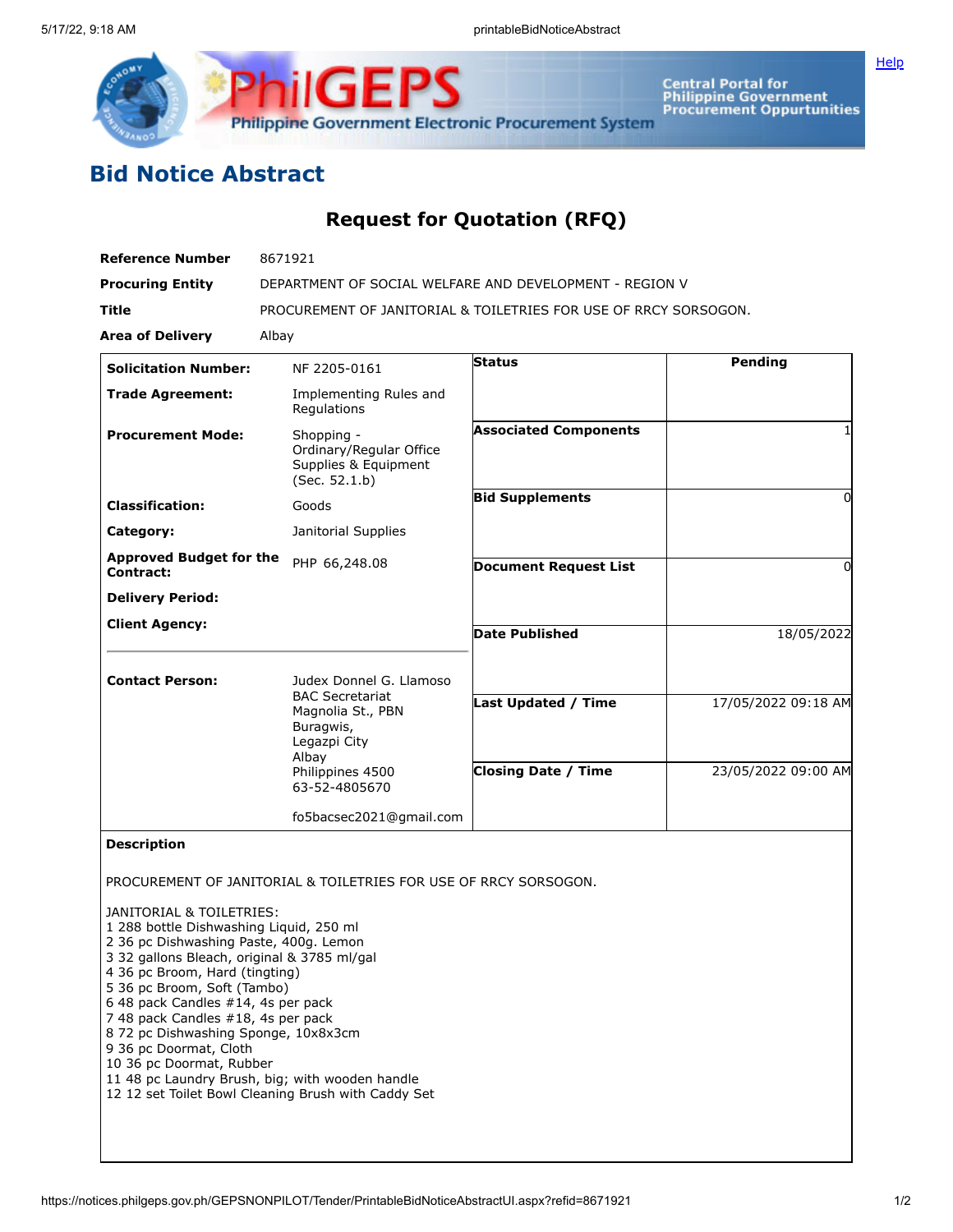# Bid Notice Abstract

## Request for Quotation (RFQ)

| | |
|---|---|
| **Reference Number** | 8671921 |
| **Procuring Entity** | DEPARTMENT OF SOCIAL WELFARE AND DEVELOPMENT - REGION V |
| **Title** | PROCUREMENT OF JANITORIAL & TOILETRIES FOR USE OF RRCY SORSOGON. |
| **Area of Delivery** | Albay |

| | | | |
|---|---|---|---|
| **Solicitation Number:** | NF 2205-0161 | **Status** | Pending |
| **Trade Agreement:** | Implementing Rules and Regulations | | |
| **Procurement Mode:** | Shopping - Ordinary/Regular Office Supplies & Equipment (Sec. 52.1.b) | **Associated Components** | 1 |
| **Classification:** | Goods | **Bid Supplements** | 0 |
| **Category:** | Janitorial Supplies | | |
| **Approved Budget for the Contract:** | PHP 66,248.08 | **Document Request List** | 0 |
| **Delivery Period:** | | | |
| **Client Agency:** | | **Date Published** | 18/05/2022 |
| **Contact Person:** | Judex Donnel G. Llamoso<br>BAC Secretariat<br>Magnolia St., PBN<br>Buragwis,<br>Legazpi City<br>Albay<br>Philippines 4500<br>63-52-4805670<br><br>fo5bacsec2021@gmail.com | **Last Updated / Time** | 17/05/2022 09:18 AM |
| | | **Closing Date / Time** | 23/05/2022 09:00 AM |

**Description**

PROCUREMENT OF JANITORIAL & TOILETRIES FOR USE OF RRCY SORSOGON.

JANITORIAL & TOILETRIES:
1 288 bottle Dishwashing Liquid, 250 ml
2 36 pc Dishwashing Paste, 400g. Lemon
3 32 gallons Bleach, original & 3785 ml/gal
4 36 pc Broom, Hard (tingting)
5 36 pc Broom, Soft (Tambo)
6 48 pack Candles #14, 4s per pack
7 48 pack Candles #18, 4s per pack
8 72 pc Dishwashing Sponge, 10x8x3cm
9 36 pc Doormat, Cloth
10 36 pc Doormat, Rubber
11 48 pc Laundry Brush, big; with wooden handle
12 12 set Toilet Bowl Cleaning Brush with Caddy Set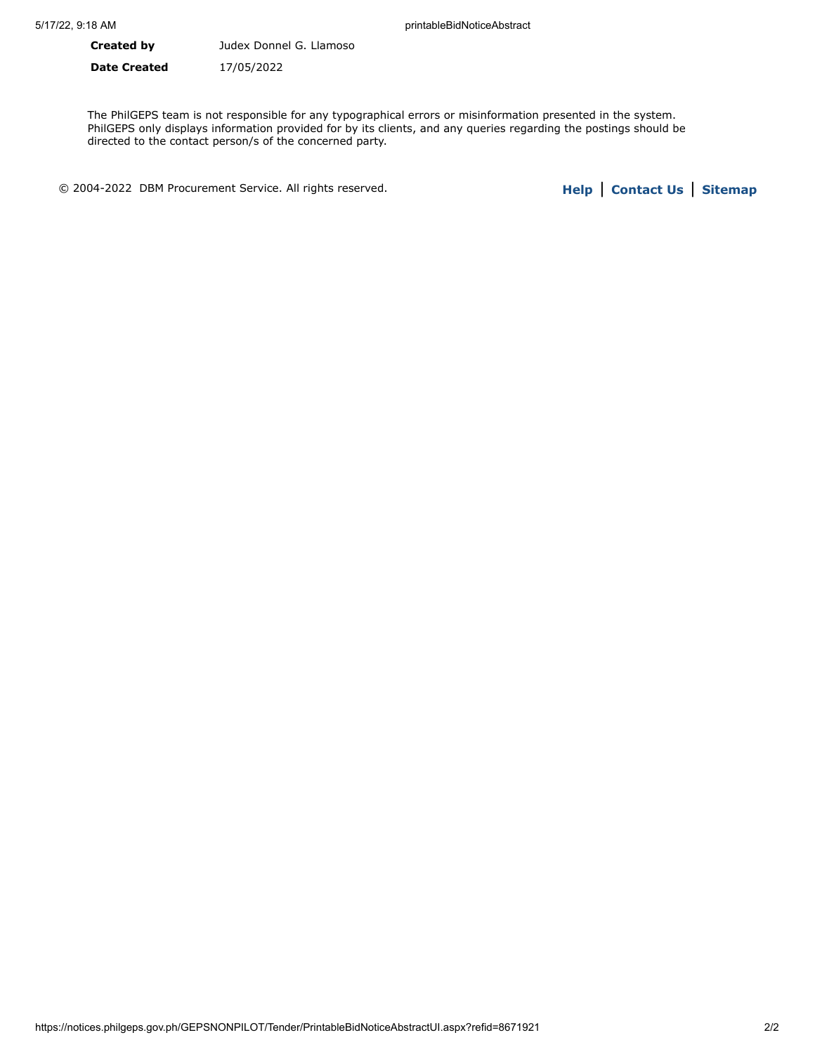| | |
|---|---|
| **Created by** | Judex Donnel G. Llamoso |
| **Date Created** | 17/05/2022 |

The PhilGEPS team is not responsible for any typographical errors or misinformation presented in the system. PhilGEPS only displays information provided for by its clients, and any queries regarding the postings should be directed to the contact person/s of the concerned party.

© 2004-2022 DBM Procurement Service. All rights reserved.

**Help** | **Contact Us** | **Sitemap**